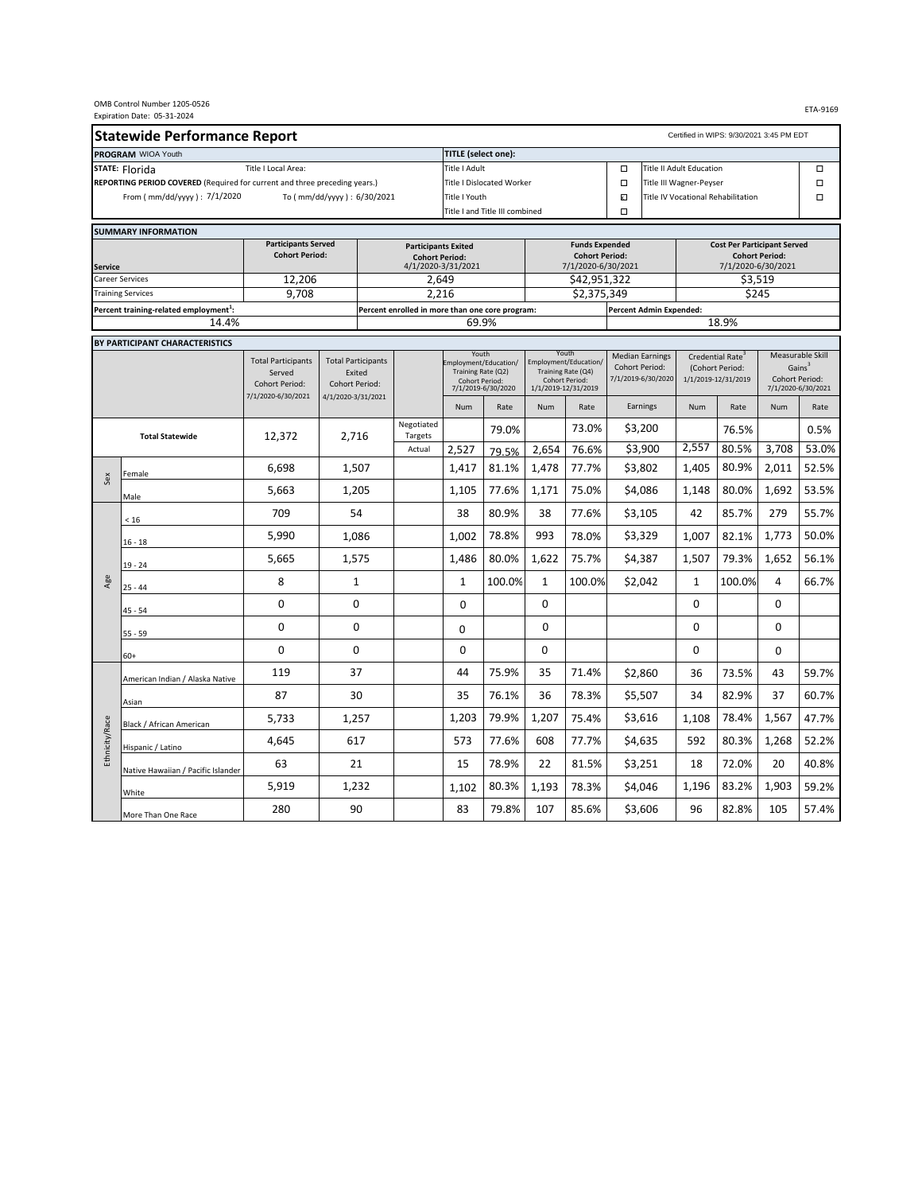OMB Control Number 1205-0526
Expiration Date: 05-31-2024

ETA-9169

# Statewide Performance Report

Certified in WIPS: 9/30/2021 3:45 PM EDT

| | | | |
|---|---|---|---|
| **PROGRAM** WIOA Youth | | **TITLE (select one):** | |
| **STATE:** Florida | Title I Local Area: | Title I Adult ☐ | Title II Adult Education ☐ |
| **REPORTING PERIOD COVERED** (Required for current and three preceding years.) | | Title I Dislocated Worker ☐ | Title III Wagner-Peyser ☐ |
| From ( mm/dd/yyyy ) : 7/1/2020 | To ( mm/dd/yyyy ) : 6/30/2021 | Title I Youth ☑ | Title IV Vocational Rehabilitation ☐ |
| | | Title I and Title III combined ☐ | |

## SUMMARY INFORMATION

| Service | Participants Served Cohort Period: | Participants Exited Cohort Period: 4/1/2020-3/31/2021 | Funds Expended Cohort Period: 7/1/2020-6/30/2021 | Cost Per Participant Served Cohort Period: 7/1/2020-6/30/2021 |
|---|---|---|---|---|
| Career Services | 12,206 | 2,649 | $42,951,322 | $3,519 |
| Training Services | 9,708 | 2,216 | $2,375,349 | $245 |

| Percent training-related employment[1]: | Percent enrolled in more than one core program: | Percent Admin Expended: |
|---|---|---|
| 14.4% | 69.9% | 18.9% |

## BY PARTICIPANT CHARACTERISTICS

| | | Total Participants Served Cohort Period: 7/1/2020-6/30/2021 | Total Participants Exited Cohort Period: 4/1/2020-3/31/2021 | | Youth Employment/Education/ Training Rate (Q2) Cohort Period: 7/1/2019-6/30/2020 | | Youth Employment/Education/ Training Rate (Q4) Cohort Period: 1/1/2019-12/31/2019 | | Median Earnings Cohort Period: 7/1/2019-6/30/2020 | Credential Rate[3] (Cohort Period: 1/1/2019-12/31/2019 | | Measurable Skill Gains[3] Cohort Period: 7/1/2020-6/30/2021 | |
|---|---|---|---|---|---|---|---|---|---|---|---|---|---|
| | | | | | Num | Rate | Num | Rate | Earnings | Num | Rate | Num | Rate |
| **Total Statewide** | | 12,372 | 2,716 | Negotiated Targets | | 79.0% | | 73.0% | $3,200 | | 76.5% | | 0.5% |
| | | | | Actual | 2,527 | 79.5% | 2,654 | 76.6% | $3,900 | 2,557 | 80.5% | 3,708 | 53.0% |
| Sex | Female | 6,698 | 1,507 | | 1,417 | 81.1% | 1,478 | 77.7% | $3,802 | 1,405 | 80.9% | 2,011 | 52.5% |
| | Male | 5,663 | 1,205 | | 1,105 | 77.6% | 1,171 | 75.0% | $4,086 | 1,148 | 80.0% | 1,692 | 53.5% |
| Age | < 16 | 709 | 54 | | 38 | 80.9% | 38 | 77.6% | $3,105 | 42 | 85.7% | 279 | 55.7% |
| | 16 - 18 | 5,990 | 1,086 | | 1,002 | 78.8% | 993 | 78.0% | $3,329 | 1,007 | 82.1% | 1,773 | 50.0% |
| | 19 - 24 | 5,665 | 1,575 | | 1,486 | 80.0% | 1,622 | 75.7% | $4,387 | 1,507 | 79.3% | 1,652 | 56.1% |
| | 25 - 44 | 8 | 1 | | 1 | 100.0% | 1 | 100.0% | $2,042 | 1 | 100.0% | 4 | 66.7% |
| | 45 - 54 | 0 | 0 | | 0 | | 0 | | | 0 | | 0 | |
| | 55 - 59 | 0 | 0 | | 0 | | 0 | | | 0 | | 0 | |
| | 60+ | 0 | 0 | | 0 | | 0 | | | 0 | | 0 | |
| Ethnicity/Race | American Indian / Alaska Native | 119 | 37 | | 44 | 75.9% | 35 | 71.4% | $2,860 | 36 | 73.5% | 43 | 59.7% |
| | Asian | 87 | 30 | | 35 | 76.1% | 36 | 78.3% | $5,507 | 34 | 82.9% | 37 | 60.7% |
| | Black / African American | 5,733 | 1,257 | | 1,203 | 79.9% | 1,207 | 75.4% | $3,616 | 1,108 | 78.4% | 1,567 | 47.7% |
| | Hispanic / Latino | 4,645 | 617 | | 573 | 77.6% | 608 | 77.7% | $4,635 | 592 | 80.3% | 1,268 | 52.2% |
| | Native Hawaiian / Pacific Islander | 63 | 21 | | 15 | 78.9% | 22 | 81.5% | $3,251 | 18 | 72.0% | 20 | 40.8% |
| | White | 5,919 | 1,232 | | 1,102 | 80.3% | 1,193 | 78.3% | $4,046 | 1,196 | 83.2% | 1,903 | 59.2% |
| | More Than One Race | 280 | 90 | | 83 | 79.8% | 107 | 85.6% | $3,606 | 96 | 82.8% | 105 | 57.4% |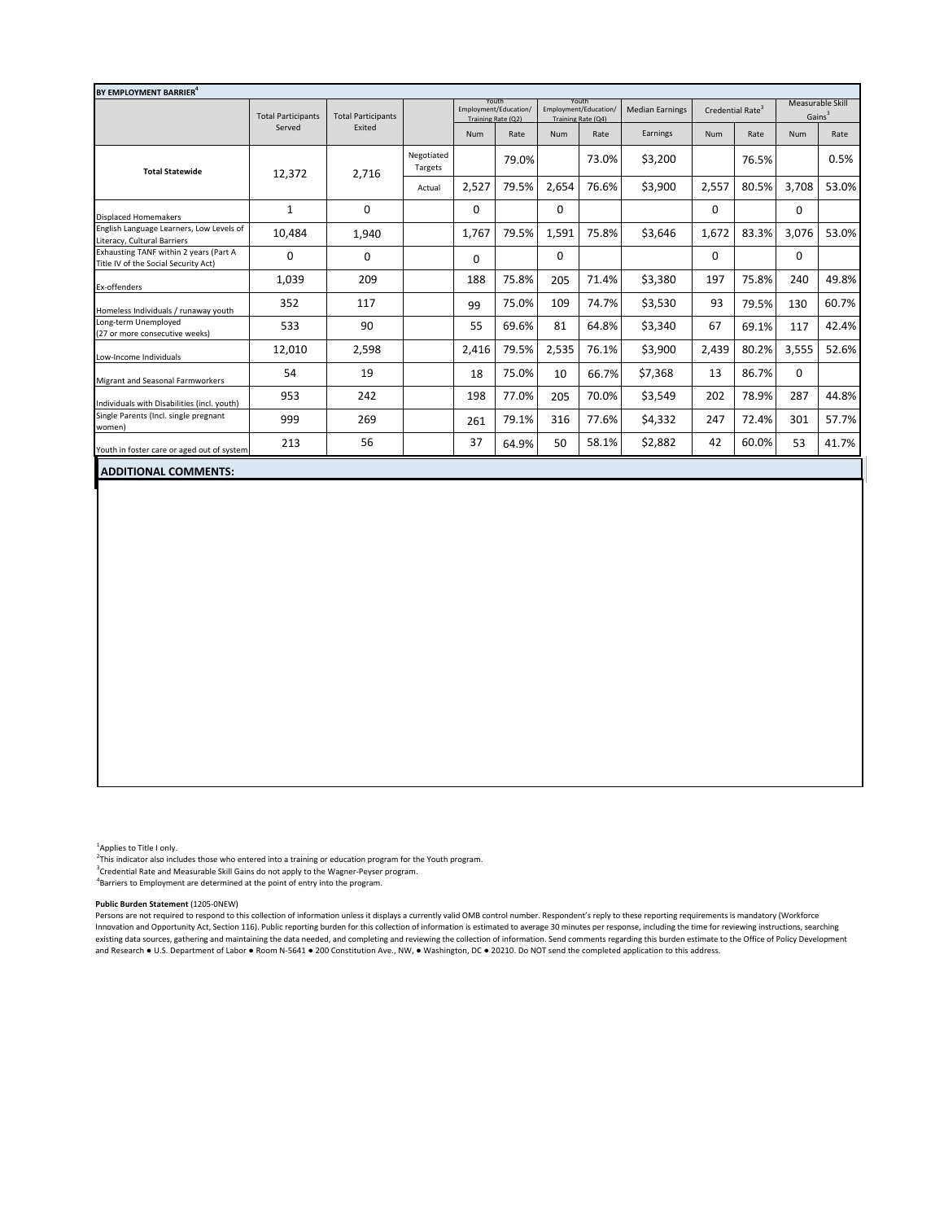| BY EMPLOYMENT BARRIER[4] | Total Participants Served | Total Participants Exited | | Youth Employment/Education/ Training Rate (Q2) | | Youth Employment/Education/ Training Rate (Q4) | | Median Earnings | Credential Rate[3] | | Measurable Skill Gains[3] | |
|---|---|---|---|---|---|---|---|---|---|---|---|---|
| | | | | Num | Rate | Num | Rate | Earnings | Num | Rate | Num | Rate |
| Total Statewide | 12,372 | 2,716 | Negotiated Targets | | 79.0% | | 73.0% | $3,200 | | 76.5% | | 0.5% |
| | | | Actual | 2,527 | 79.5% | 2,654 | 76.6% | $3,900 | 2,557 | 80.5% | 3,708 | 53.0% |
| Displaced Homemakers | 1 | 0 | | 0 | | 0 | | | 0 | | 0 | |
| English Language Learners, Low Levels of Literacy, Cultural Barriers | 10,484 | 1,940 | | 1,767 | 79.5% | 1,591 | 75.8% | $3,646 | 1,672 | 83.3% | 3,076 | 53.0% |
| Exhausting TANF within 2 years (Part A Title IV of the Social Security Act) | 0 | 0 | | 0 | | 0 | | | 0 | | 0 | |
| Ex-offenders | 1,039 | 209 | | 188 | 75.8% | 205 | 71.4% | $3,380 | 197 | 75.8% | 240 | 49.8% |
| Homeless Individuals / runaway youth | 352 | 117 | | 99 | 75.0% | 109 | 74.7% | $3,530 | 93 | 79.5% | 130 | 60.7% |
| Long-term Unemployed (27 or more consecutive weeks) | 533 | 90 | | 55 | 69.6% | 81 | 64.8% | $3,340 | 67 | 69.1% | 117 | 42.4% |
| Low-Income Individuals | 12,010 | 2,598 | | 2,416 | 79.5% | 2,535 | 76.1% | $3,900 | 2,439 | 80.2% | 3,555 | 52.6% |
| Migrant and Seasonal Farmworkers | 54 | 19 | | 18 | 75.0% | 10 | 66.7% | $7,368 | 13 | 86.7% | 0 | |
| Individuals with Disabilities (incl. youth) | 953 | 242 | | 198 | 77.0% | 205 | 70.0% | $3,549 | 202 | 78.9% | 287 | 44.8% |
| Single Parents (Incl. single pregnant women) | 999 | 269 | | 261 | 79.1% | 316 | 77.6% | $4,332 | 247 | 72.4% | 301 | 57.7% |
| Youth in foster care or aged out of system | 213 | 56 | | 37 | 64.9% | 50 | 58.1% | $2,882 | 42 | 60.0% | 53 | 41.7% |

**ADDITIONAL COMMENTS:**

[1]Applies to Title I only.

[2]This indicator also includes those who entered into a training or education program for the Youth program.

[3]Credential Rate and Measurable Skill Gains do not apply to the Wagner-Peyser program.

[4]Barriers to Employment are determined at the point of entry into the program.

**Public Burden Statement** (1205-0NEW)

Persons are not required to respond to this collection of information unless it displays a currently valid OMB control number. Respondent's reply to these reporting requirements is mandatory (Workforce Innovation and Opportunity Act, Section 116). Public reporting burden for this collection of information is estimated to average 30 minutes per response, including the time for reviewing instructions, searching existing data sources, gathering and maintaining the data needed, and completing and reviewing the collection of information. Send comments regarding this burden estimate to the Office of Policy Development and Research ● U.S. Department of Labor ● Room N-5641 ● 200 Constitution Ave., NW, ● Washington, DC ● 20210. Do NOT send the completed application to this address.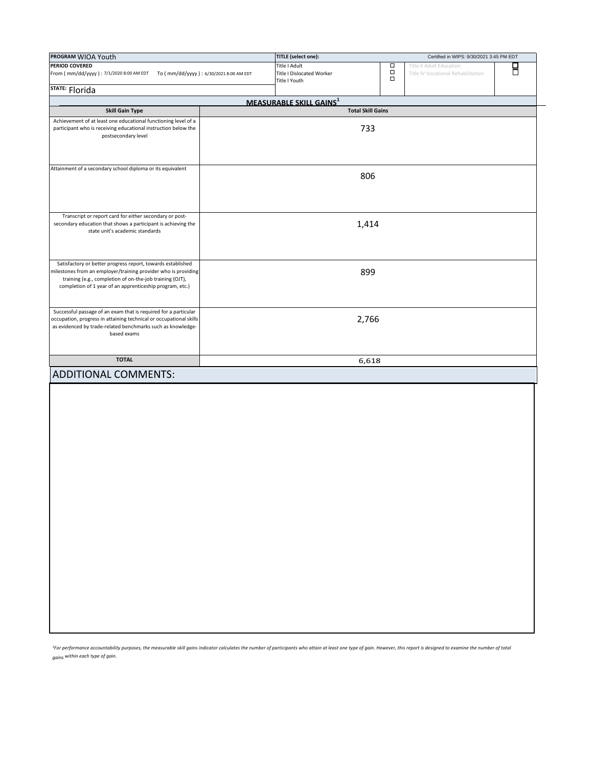| PROGRAM WIOA Youth | TITLE (select one): | | Certified in WIPS: 9/30/2021 3:45 PM EDT | |
|---|---|---|---|---|
| PERIOD COVERED<br>From ( mm/dd/yyyy ) : 7/1/2020 8:00 AM EDT To ( mm/dd/yyyy ) : 6/30/2021 8:00 AM EDT | Title I Adult<br>Title I Dislocated Worker<br>Title I Youth | ☐<br>☐<br>☐ | Title II Adult Education<br>Title IV Vocational Rehabilitation | ☐<br>☐ |
| STATE: Florida | | | | |

## MEASURABLE SKILL GAINS[1]

| Skill Gain Type | Total Skill Gains |
|---|---|
| Achievement of at least one educational functioning level of a participant who is receiving educational instruction below the postsecondary level | 733 |
| Attainment of a secondary school diploma or its equivalent | 806 |
| Transcript or report card for either secondary or post-secondary education that shows a participant is achieving the state unit's academic standards | 1,414 |
| Satisfactory or better progress report, towards established milestones from an employer/training provider who is providing training (e.g., completion of on-the-job training (OJT), completion of 1 year of an apprenticeship program, etc.) | 899 |
| Successful passage of an exam that is required for a particular occupation, progress in attaining technical or occupational skills as evidenced by trade-related benchmarks such as knowledge-based exams | 2,766 |
| **TOTAL** | 6,618 |

## ADDITIONAL COMMENTS:

*[1]For performance accountability purposes, the measurable skill gains indicator calculates the number of participants who attain at least one type of gain. However, this report is designed to examine the number of total gains within each type of gain.*